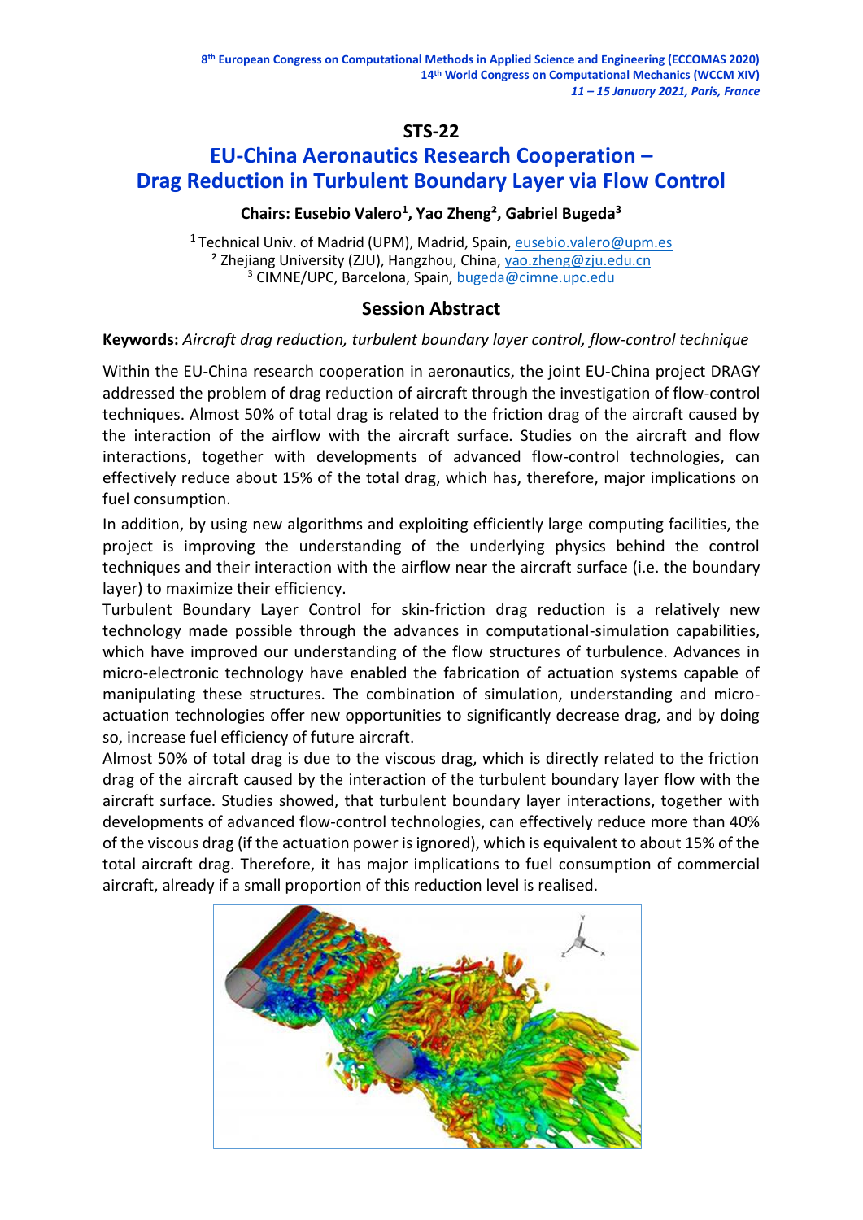8th European Congress on Computational Methods in Applied Science and Engineering (ECCOMAS 2020)
14th World Congress on Computational Mechanics (WCCM XIV)
*11 – 15 January 2021, Paris, France*

# STS-22

# EU-China Aeronautics Research Cooperation – Drag Reduction in Turbulent Boundary Layer via Flow Control

**Chairs: Eusebio Valero[1], Yao Zheng[2], Gabriel Bugeda[3]**

[1] Technical Univ. of Madrid (UPM), Madrid, Spain, eusebio.valero@upm.es
[2] Zhejiang University (ZJU), Hangzhou, China, yao.zheng@zju.edu.cn
[3] CIMNE/UPC, Barcelona, Spain, bugeda@cimne.upc.edu

## Session Abstract

**Keywords:** *Aircraft drag reduction, turbulent boundary layer control, flow-control technique*

Within the EU-China research cooperation in aeronautics, the joint EU-China project DRAGY addressed the problem of drag reduction of aircraft through the investigation of flow-control techniques. Almost 50% of total drag is related to the friction drag of the aircraft caused by the interaction of the airflow with the aircraft surface. Studies on the aircraft and flow interactions, together with developments of advanced flow-control technologies, can effectively reduce about 15% of the total drag, which has, therefore, major implications on fuel consumption.

In addition, by using new algorithms and exploiting efficiently large computing facilities, the project is improving the understanding of the underlying physics behind the control techniques and their interaction with the airflow near the aircraft surface (i.e. the boundary layer) to maximize their efficiency.

Turbulent Boundary Layer Control for skin-friction drag reduction is a relatively new technology made possible through the advances in computational-simulation capabilities, which have improved our understanding of the flow structures of turbulence. Advances in micro-electronic technology have enabled the fabrication of actuation systems capable of manipulating these structures. The combination of simulation, understanding and micro-actuation technologies offer new opportunities to significantly decrease drag, and by doing so, increase fuel efficiency of future aircraft.

Almost 50% of total drag is due to the viscous drag, which is directly related to the friction drag of the aircraft caused by the interaction of the turbulent boundary layer flow with the aircraft surface. Studies showed, that turbulent boundary layer interactions, together with developments of advanced flow-control technologies, can effectively reduce more than 40% of the viscous drag (if the actuation power is ignored), which is equivalent to about 15% of the total aircraft drag. Therefore, it has major implications to fuel consumption of commercial aircraft, already if a small proportion of this reduction level is realised.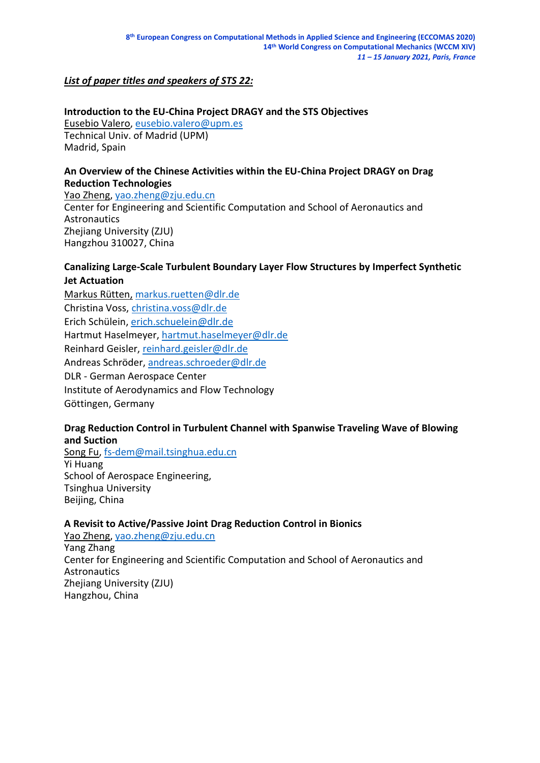***List of paper titles and speakers of STS 22:***

**Introduction to the EU-China Project DRAGY and the STS Objectives**
Eusebio Valero, eusebio.valero@upm.es
Technical Univ. of Madrid (UPM)
Madrid, Spain

**An Overview of the Chinese Activities within the EU-China Project DRAGY on Drag Reduction Technologies**
Yao Zheng, yao.zheng@zju.edu.cn
Center for Engineering and Scientific Computation and School of Aeronautics and Astronautics
Zhejiang University (ZJU)
Hangzhou 310027, China

**Canalizing Large-Scale Turbulent Boundary Layer Flow Structures by Imperfect Synthetic Jet Actuation**
Markus Rütten, markus.ruetten@dlr.de
Christina Voss, christina.voss@dlr.de
Erich Schülein, erich.schuelein@dlr.de
Hartmut Haselmeyer, hartmut.haselmeyer@dlr.de
Reinhard Geisler, reinhard.geisler@dlr.de
Andreas Schröder, andreas.schroeder@dlr.de
DLR - German Aerospace Center
Institute of Aerodynamics and Flow Technology
Göttingen, Germany

**Drag Reduction Control in Turbulent Channel with Spanwise Traveling Wave of Blowing and Suction**
Song Fu, fs-dem@mail.tsinghua.edu.cn
Yi Huang
School of Aerospace Engineering,
Tsinghua University
Beijing, China

**A Revisit to Active/Passive Joint Drag Reduction Control in Bionics**
Yao Zheng, yao.zheng@zju.edu.cn
Yang Zhang
Center for Engineering and Scientific Computation and School of Aeronautics and Astronautics
Zhejiang University (ZJU)
Hangzhou, China